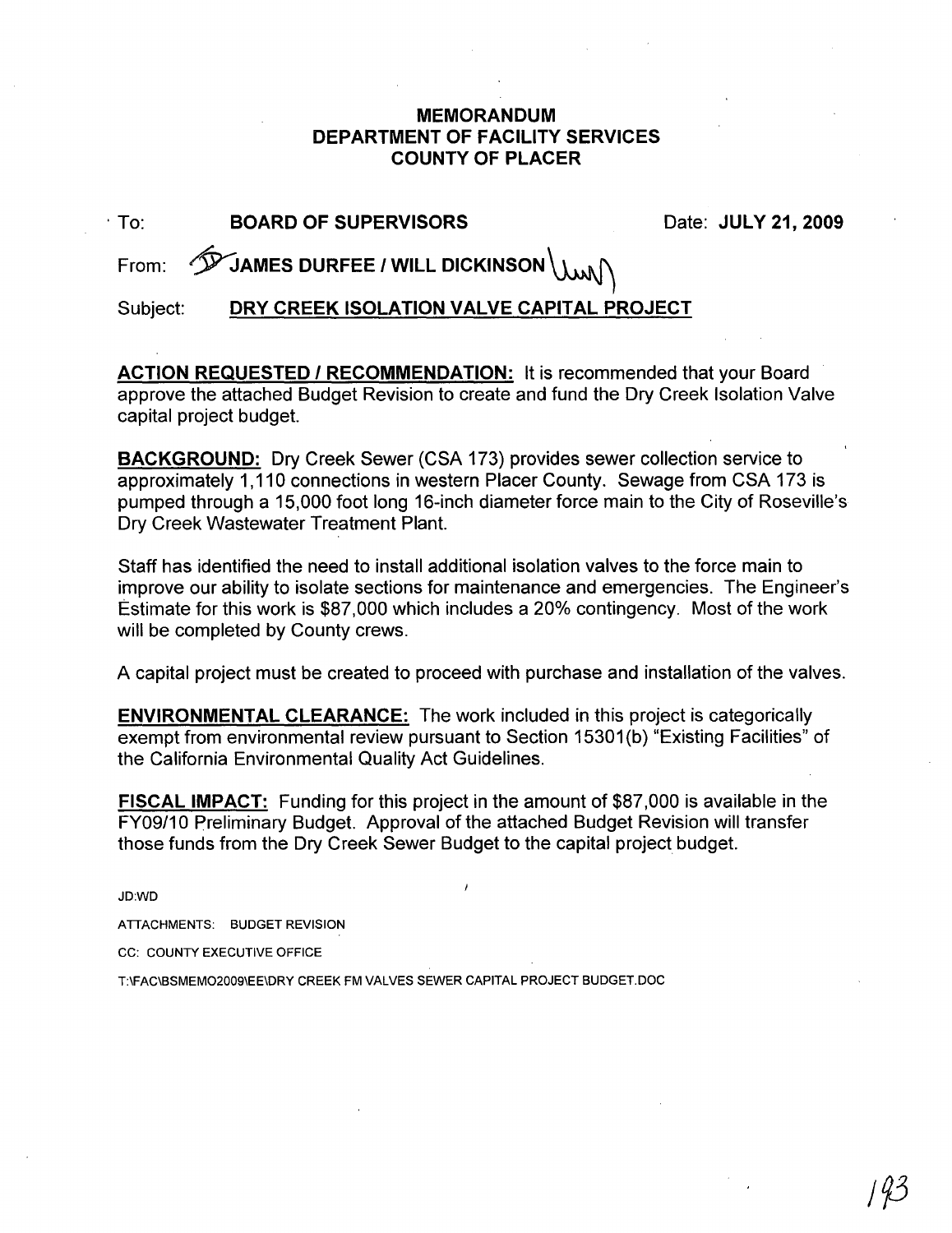# MEMORANDUM
## DEPARTMENT OF FACILITY SERVICES
## COUNTY OF PLACER

To: **BOARD OF SUPERVISORS** Date: **JULY 21, 2009**

From: **JAMES DURFEE / WILL DICKINSON**

Subject: **DRY CREEK ISOLATION VALVE CAPITAL PROJECT**

**ACTION REQUESTED / RECOMMENDATION:** It is recommended that your Board approve the attached Budget Revision to create and fund the Dry Creek Isolation Valve capital project budget.

**BACKGROUND:** Dry Creek Sewer (CSA 173) provides sewer collection service to approximately 1,110 connections in western Placer County. Sewage from CSA 173 is pumped through a 15,000 foot long 16-inch diameter force main to the City of Roseville's Dry Creek Wastewater Treatment Plant.

Staff has identified the need to install additional isolation valves to the force main to improve our ability to isolate sections for maintenance and emergencies. The Engineer's Estimate for this work is $87,000 which includes a 20% contingency. Most of the work will be completed by County crews.

A capital project must be created to proceed with purchase and installation of the valves.

**ENVIRONMENTAL CLEARANCE:** The work included in this project is categorically exempt from environmental review pursuant to Section 15301(b) "Existing Facilities" of the California Environmental Quality Act Guidelines.

**FISCAL IMPACT:** Funding for this project in the amount of $87,000 is available in the FY09/10 Preliminary Budget. Approval of the attached Budget Revision will transfer those funds from the Dry Creek Sewer Budget to the capital project budget.

JD:WD

ATTACHMENTS: BUDGET REVISION

CC: COUNTY EXECUTIVE OFFICE

T:\FAC\BSMEMO2009\EE\DRY CREEK FM VALVES SEWER CAPITAL PROJECT BUDGET.DOC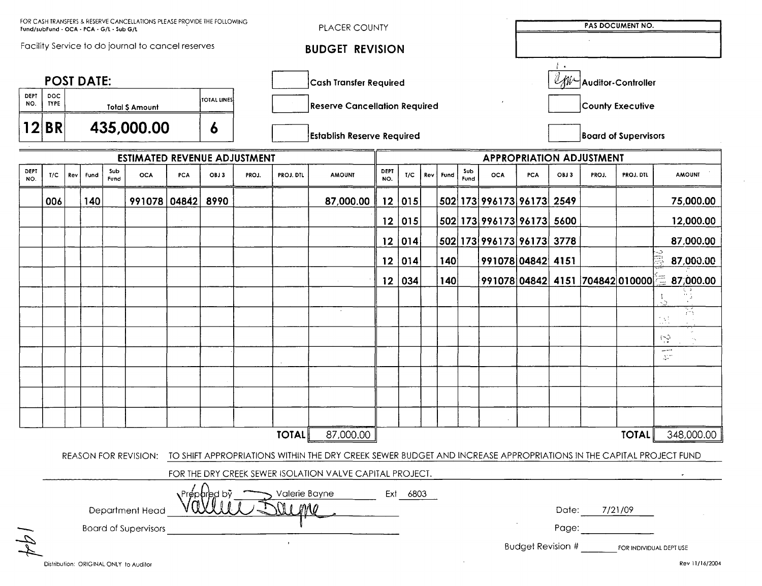FOR CASH TRANSFERS & RESERVE CANCELLATIONS PLEASE PROVIDE THE FOLLOWING
Fund/subFund - OCA - PCA - G/L - Sub G/L

Facility Service to do journal to cancel reserves

PLACER COUNTY

## BUDGET REVISION

| PAS DOCUMENT NO. |
|---|
| |

## POST DATE:

| DEPT NO. | DOC TYPE | Total $ Amount | TOTAL LINES |
|---|---|---|---|
| 12 | BR | 435,000.00 | 6 |

- [ ] Cash Transfer Required
- [ ] Reserve Cancellation Required
- [ ] Establish Reserve Required

- [x] Auditor-Controller
- [ ] County Executive
- [ ] Board of Supervisors

### ESTIMATED REVENUE ADJUSTMENT

| DEPT NO. | T/C | Rev | Fund | Sub Fund | OCA | PCA | OBJ 3 | PROJ. | PROJ. DTL | AMOUNT |
|---|---|---|---|---|---|---|---|---|---|---|
| | 006 | | 140 | | 991078 | 04842 | 8990 | | | 87,000.00 |
| | | | | | | | | | TOTAL | 87,000.00 |

### APPROPRIATION ADJUSTMENT

| DEPT NO. | T/C | Rev | Fund | Sub Fund | OCA | PCA | OBJ 3 | PROJ. | PROJ. DTL | AMOUNT |
|---|---|---|---|---|---|---|---|---|---|---|
| 12 | 015 | | 502 | 173 | 996173 | 96173 | 2549 | | | 75,000.00 |
| 12 | 015 | | 502 | 173 | 996173 | 96173 | 5600 | | | 12,000.00 |
| 12 | 014 | | 502 | 173 | 996173 | 96173 | 3778 | | | 87,000.00 |
| 12 | 014 | | 140 | | 991078 | 04842 | 4151 | | | 87,000.00 |
| 12 | 034 | | 140 | | 991078 | 04842 | 4151 | 704842 | 010000 | 87,000.00 |
| | | | | | | | | | TOTAL | 348,000.00 |

REASON FOR REVISION: TO SHIFT APPROPRIATIONS WITHIN THE DRY CREEK SEWER BUDGET AND INCREASE APPROPRIATIONS IN THE CAPITAL PROJECT FUND FOR THE DRY CREEK SEWER ISOLATION VALVE CAPITAL PROJECT.

Prepared by Valerie Bayne Ext 6803

Department Head Valerie Bayne

Date: 7/21/09

Board of Supervisors

Page:

Budget Revision # FOR INDIVIDUAL DEPT USE

Distribution: ORIGINAL ONLY to Auditor

Rev 11/16/2004